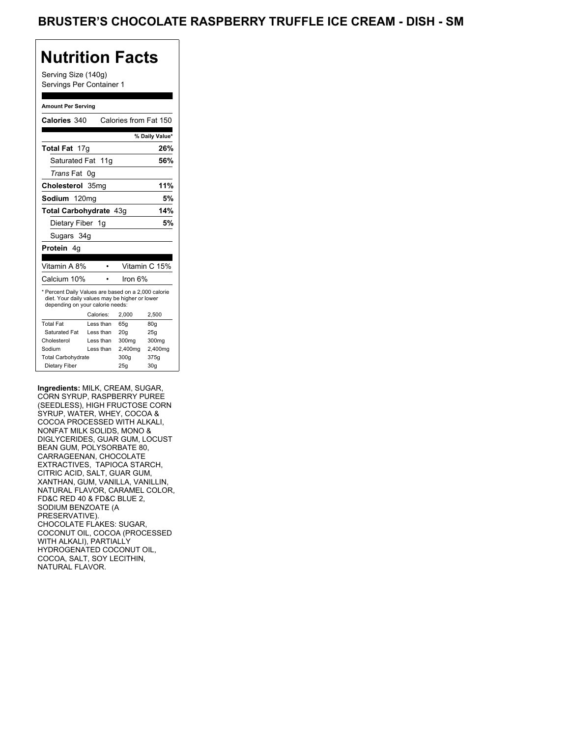# BRUSTER'S CHOCOLATE RASPBERRY TRUFFLE ICE CREAM - DISH - SM

## Nutrition Facts

Serving Size (140g)
Servings Per Container 1

**Amount Per Serving**

| | |
|---|---|
| **Calories** 340 | Calories from Fat 150 |
| | **% Daily Value*** |
| **Total Fat** 17g | **26%** |
| Saturated Fat 11g | **56%** |
| *Trans* Fat 0g | |
| **Cholesterol** 35mg | **11%** |
| **Sodium** 120mg | **5%** |
| **Total Carbohydrate** 43g | **14%** |
| Dietary Fiber 1g | **5%** |
| Sugars 34g | |
| **Protein** 4g | |

| | |
|---|---|
| Vitamin A 8% | Vitamin C 15% |
| Calcium 10% | Iron 6% |

* Percent Daily Values are based on a 2,000 calorie diet. Your daily values may be higher or lower depending on your calorie needs:

| | Calories: | 2,000 | 2,500 |
|---|---|---|---|
| Total Fat | Less than | 65g | 80g |
| Saturated Fat | Less than | 20g | 25g |
| Cholesterol | Less than | 300mg | 300mg |
| Sodium | Less than | 2,400mg | 2,400mg |
| Total Carbohydrate | | 300g | 375g |
| Dietary Fiber | | 25g | 30g |

**Ingredients:** MILK, CREAM, SUGAR, CORN SYRUP, RASPBERRY PUREE (SEEDLESS), HIGH FRUCTOSE CORN SYRUP, WATER, WHEY, COCOA & COCOA PROCESSED WITH ALKALI, NONFAT MILK SOLIDS, MONO & DIGLYCERIDES, GUAR GUM, LOCUST BEAN GUM, POLYSORBATE 80, CARRAGEENAN, CHOCOLATE EXTRACTIVES, TAPIOCA STARCH, CITRIC ACID, SALT, GUAR GUM, XANTHAN, GUM, VANILLA, VANILLIN, NATURAL FLAVOR, CARAMEL COLOR, FD&C RED 40 & FD&C BLUE 2, SODIUM BENZOATE (A PRESERVATIVE).
CHOCOLATE FLAKES: SUGAR, COCONUT OIL, COCOA (PROCESSED WITH ALKALI), PARTIALLY HYDROGENATED COCONUT OIL, COCOA, SALT, SOY LECITHIN, NATURAL FLAVOR.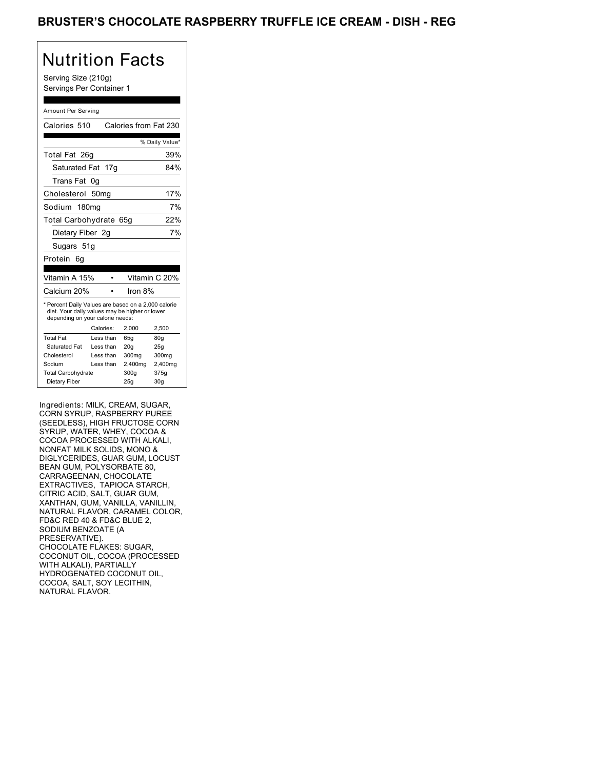# BRUSTER'S CHOCOLATE RASPBERRY TRUFFLE ICE CREAM - DISH - REG

## Nutrition Facts

Serving Size (210g)
Servings Per Container 1

Amount Per Serving

| Calories 510 | Calories from Fat 230 |
|---|---|
| | % Daily Value* |
| Total Fat 26g | 39% |
| Saturated Fat 17g | 84% |
| Trans Fat 0g | |
| Cholesterol 50mg | 17% |
| Sodium 180mg | 7% |
| Total Carbohydrate 65g | 22% |
| Dietary Fiber 2g | 7% |
| Sugars 51g | |
| Protein 6g | |

| Vitamin A 15% | Vitamin C 20% |
|---|---|
| Calcium 20% | Iron 8% |

* Percent Daily Values are based on a 2,000 calorie diet. Your daily values may be higher or lower depending on your calorie needs:

| | Calories: | 2,000 | 2,500 |
|---|---|---|---|
| Total Fat | Less than | 65g | 80g |
| Saturated Fat | Less than | 20g | 25g |
| Cholesterol | Less than | 300mg | 300mg |
| Sodium | Less than | 2,400mg | 2,400mg |
| Total Carbohydrate | | 300g | 375g |
| Dietary Fiber | | 25g | 30g |

Ingredients: MILK, CREAM, SUGAR, CORN SYRUP, RASPBERRY PUREE (SEEDLESS), HIGH FRUCTOSE CORN SYRUP, WATER, WHEY, COCOA & COCOA PROCESSED WITH ALKALI, NONFAT MILK SOLIDS, MONO & DIGLYCERIDES, GUAR GUM, LOCUST BEAN GUM, POLYSORBATE 80, CARRAGEENAN, CHOCOLATE EXTRACTIVES, TAPIOCA STARCH, CITRIC ACID, SALT, GUAR GUM, XANTHAN, GUM, VANILLA, VANILLIN, NATURAL FLAVOR, CARAMEL COLOR, FD&C RED 40 & FD&C BLUE 2, SODIUM BENZOATE (A PRESERVATIVE).
CHOCOLATE FLAKES: SUGAR, COCONUT OIL, COCOA (PROCESSED WITH ALKALI), PARTIALLY HYDROGENATED COCONUT OIL, COCOA, SALT, SOY LECITHIN, NATURAL FLAVOR.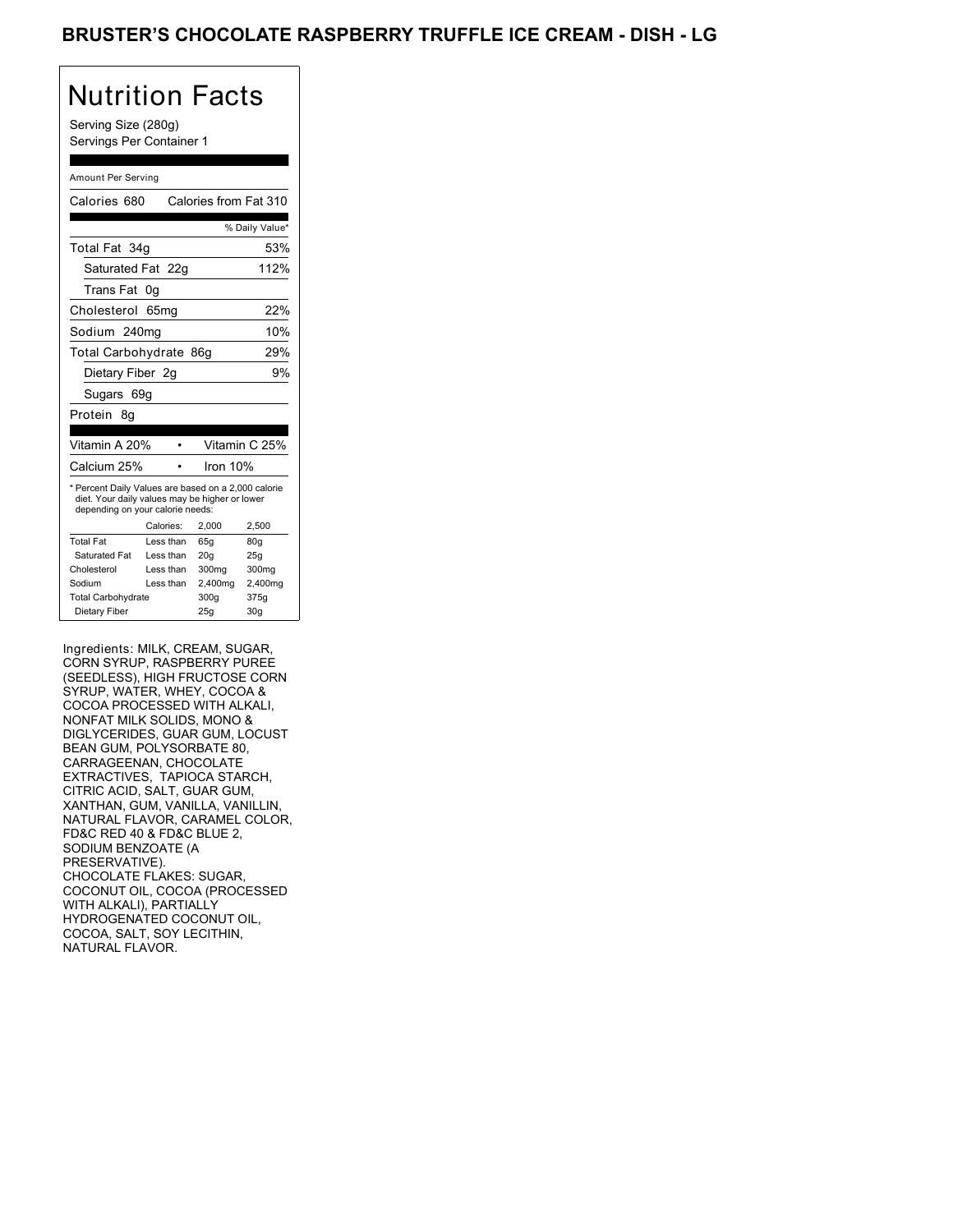# BRUSTER'S CHOCOLATE RASPBERRY TRUFFLE ICE CREAM - DISH - LG

## Nutrition Facts

Serving Size (280g)
Servings Per Container 1

Amount Per Serving

| | |
|---|---|
| Calories 680 | Calories from Fat 310 |
| | % Daily Value* |
| Total Fat 34g | 53% |
| Saturated Fat 22g | 112% |
| Trans Fat 0g | |
| Cholesterol 65mg | 22% |
| Sodium 240mg | 10% |
| Total Carbohydrate 86g | 29% |
| Dietary Fiber 2g | 9% |
| Sugars 69g | |
| Protein 8g | |

| | |
|---|---|
| Vitamin A 20% | Vitamin C 25% |
| Calcium 25% | Iron 10% |

* Percent Daily Values are based on a 2,000 calorie diet. Your daily values may be higher or lower depending on your calorie needs:

| | Calories: | 2,000 | 2,500 |
|---|---|---|---|
| Total Fat | Less than | 65g | 80g |
| Saturated Fat | Less than | 20g | 25g |
| Cholesterol | Less than | 300mg | 300mg |
| Sodium | Less than | 2,400mg | 2,400mg |
| Total Carbohydrate | | 300g | 375g |
| Dietary Fiber | | 25g | 30g |

Ingredients: MILK, CREAM, SUGAR, CORN SYRUP, RASPBERRY PUREE (SEEDLESS), HIGH FRUCTOSE CORN SYRUP, WATER, WHEY, COCOA & COCOA PROCESSED WITH ALKALI, NONFAT MILK SOLIDS, MONO & DIGLYCERIDES, GUAR GUM, LOCUST BEAN GUM, POLYSORBATE 80, CARRAGEENAN, CHOCOLATE EXTRACTIVES, TAPIOCA STARCH, CITRIC ACID, SALT, GUAR GUM, XANTHAN, GUM, VANILLA, VANILLIN, NATURAL FLAVOR, CARAMEL COLOR, FD&C RED 40 & FD&C BLUE 2, SODIUM BENZOATE (A PRESERVATIVE).
CHOCOLATE FLAKES: SUGAR, COCONUT OIL, COCOA (PROCESSED WITH ALKALI), PARTIALLY HYDROGENATED COCONUT OIL, COCOA, SALT, SOY LECITHIN, NATURAL FLAVOR.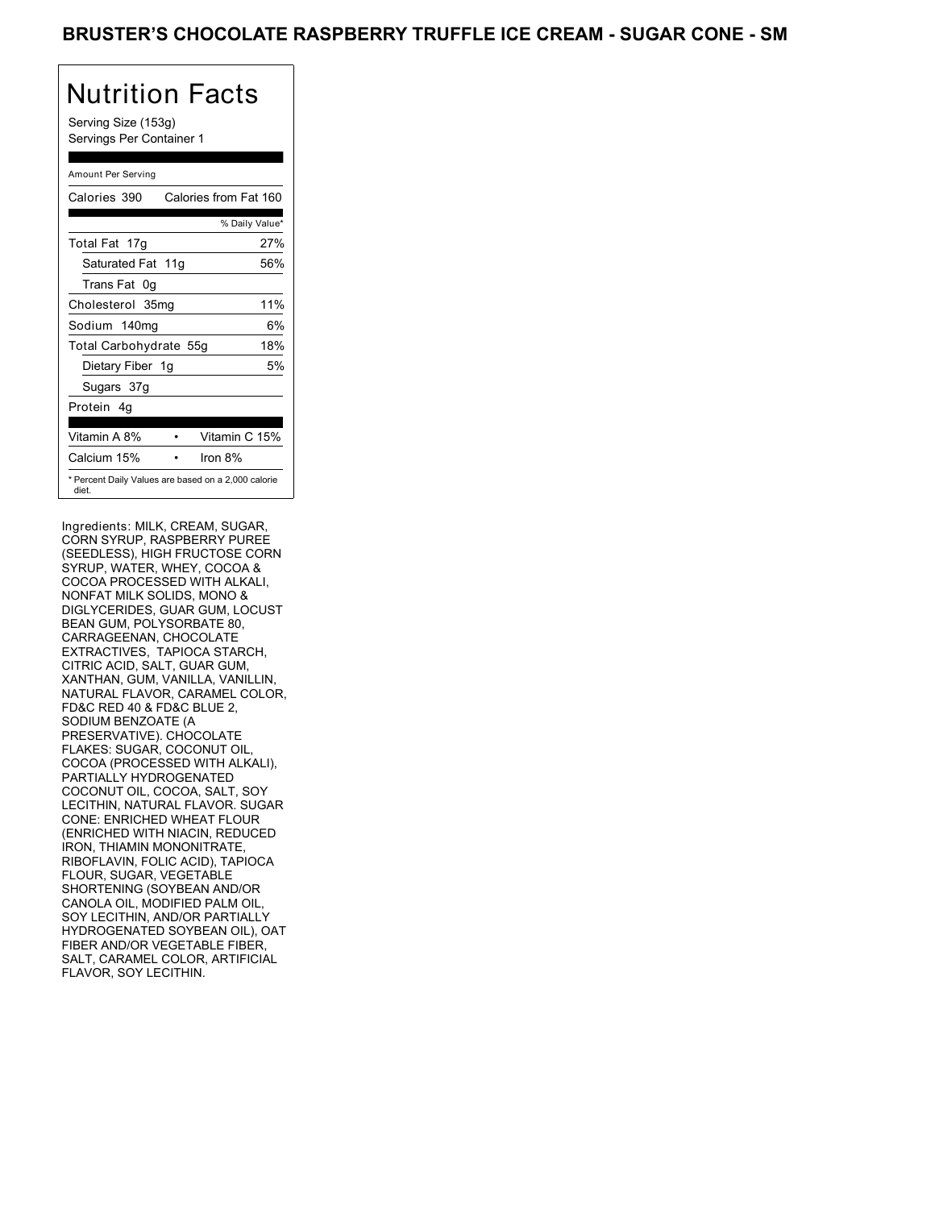# BRUSTER'S CHOCOLATE RASPBERRY TRUFFLE ICE CREAM - SUGAR CONE - SM

## Nutrition Facts

Serving Size (153g)
Servings Per Container 1

Amount Per Serving

| Calories 390 | Calories from Fat 160 |
|---|---|
| | % Daily Value* |
| Total Fat 17g | 27% |
| Saturated Fat 11g | 56% |
| Trans Fat 0g | |
| Cholesterol 35mg | 11% |
| Sodium 140mg | 6% |
| Total Carbohydrate 55g | 18% |
| Dietary Fiber 1g | 5% |
| Sugars 37g | |
| Protein 4g | |

| Vitamin A 8% | • | Vitamin C 15% |
|---|---|---|
| Calcium 15% | • | Iron 8% |

* Percent Daily Values are based on a 2,000 calorie diet.

Ingredients: MILK, CREAM, SUGAR, CORN SYRUP, RASPBERRY PUREE (SEEDLESS), HIGH FRUCTOSE CORN SYRUP, WATER, WHEY, COCOA & COCOA PROCESSED WITH ALKALI, NONFAT MILK SOLIDS, MONO & DIGLYCERIDES, GUAR GUM, LOCUST BEAN GUM, POLYSORBATE 80, CARRAGEENAN, CHOCOLATE EXTRACTIVES, TAPIOCA STARCH, CITRIC ACID, SALT, GUAR GUM, XANTHAN, GUM, VANILLA, VANILLIN, NATURAL FLAVOR, CARAMEL COLOR, FD&C RED 40 & FD&C BLUE 2, SODIUM BENZOATE (A PRESERVATIVE). CHOCOLATE FLAKES: SUGAR, COCONUT OIL, COCOA (PROCESSED WITH ALKALI), PARTIALLY HYDROGENATED COCONUT OIL, COCOA, SALT, SOY LECITHIN, NATURAL FLAVOR. SUGAR CONE: ENRICHED WHEAT FLOUR (ENRICHED WITH NIACIN, REDUCED IRON, THIAMIN MONONITRATE, RIBOFLAVIN, FOLIC ACID), TAPIOCA FLOUR, SUGAR, VEGETABLE SHORTENING (SOYBEAN AND/OR CANOLA OIL, MODIFIED PALM OIL, SOY LECITHIN, AND/OR PARTIALLY HYDROGENATED SOYBEAN OIL), OAT FIBER AND/OR VEGETABLE FIBER, SALT, CARAMEL COLOR, ARTIFICIAL FLAVOR, SOY LECITHIN.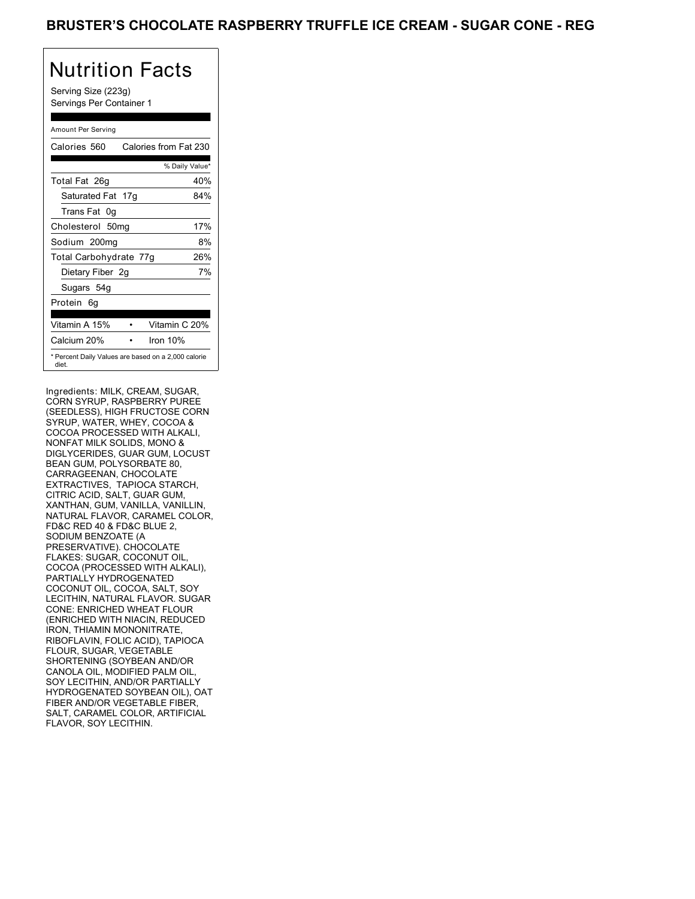# BRUSTER'S CHOCOLATE RASPBERRY TRUFFLE ICE CREAM - SUGAR CONE - REG

## Nutrition Facts

Serving Size (223g)
Servings Per Container 1

Amount Per Serving

| Calories 560 | Calories from Fat 230 |
|---|---|
| | % Daily Value* |
| Total Fat 26g | 40% |
| Saturated Fat 17g | 84% |
| Trans Fat 0g | |
| Cholesterol 50mg | 17% |
| Sodium 200mg | 8% |
| Total Carbohydrate 77g | 26% |
| Dietary Fiber 2g | 7% |
| Sugars 54g | |
| Protein 6g | |

| Vitamin A 15% | • | Vitamin C 20% |
|---|---|---|
| Calcium 20% | • | Iron 10% |

* Percent Daily Values are based on a 2,000 calorie diet.

Ingredients: MILK, CREAM, SUGAR, CORN SYRUP, RASPBERRY PUREE (SEEDLESS), HIGH FRUCTOSE CORN SYRUP, WATER, WHEY, COCOA & COCOA PROCESSED WITH ALKALI, NONFAT MILK SOLIDS, MONO & DIGLYCERIDES, GUAR GUM, LOCUST BEAN GUM, POLYSORBATE 80, CARRAGEENAN, CHOCOLATE EXTRACTIVES, TAPIOCA STARCH, CITRIC ACID, SALT, GUAR GUM, XANTHAN, GUM, VANILLA, VANILLIN, NATURAL FLAVOR, CARAMEL COLOR, FD&C RED 40 & FD&C BLUE 2, SODIUM BENZOATE (A PRESERVATIVE). CHOCOLATE FLAKES: SUGAR, COCONUT OIL, COCOA (PROCESSED WITH ALKALI), PARTIALLY HYDROGENATED COCONUT OIL, COCOA, SALT, SOY LECITHIN, NATURAL FLAVOR. SUGAR CONE: ENRICHED WHEAT FLOUR (ENRICHED WITH NIACIN, REDUCED IRON, THIAMIN MONONITRATE, RIBOFLAVIN, FOLIC ACID), TAPIOCA FLOUR, SUGAR, VEGETABLE SHORTENING (SOYBEAN AND/OR CANOLA OIL, MODIFIED PALM OIL, SOY LECITHIN, AND/OR PARTIALLY HYDROGENATED SOYBEAN OIL), OAT FIBER AND/OR VEGETABLE FIBER, SALT, CARAMEL COLOR, ARTIFICIAL FLAVOR, SOY LECITHIN.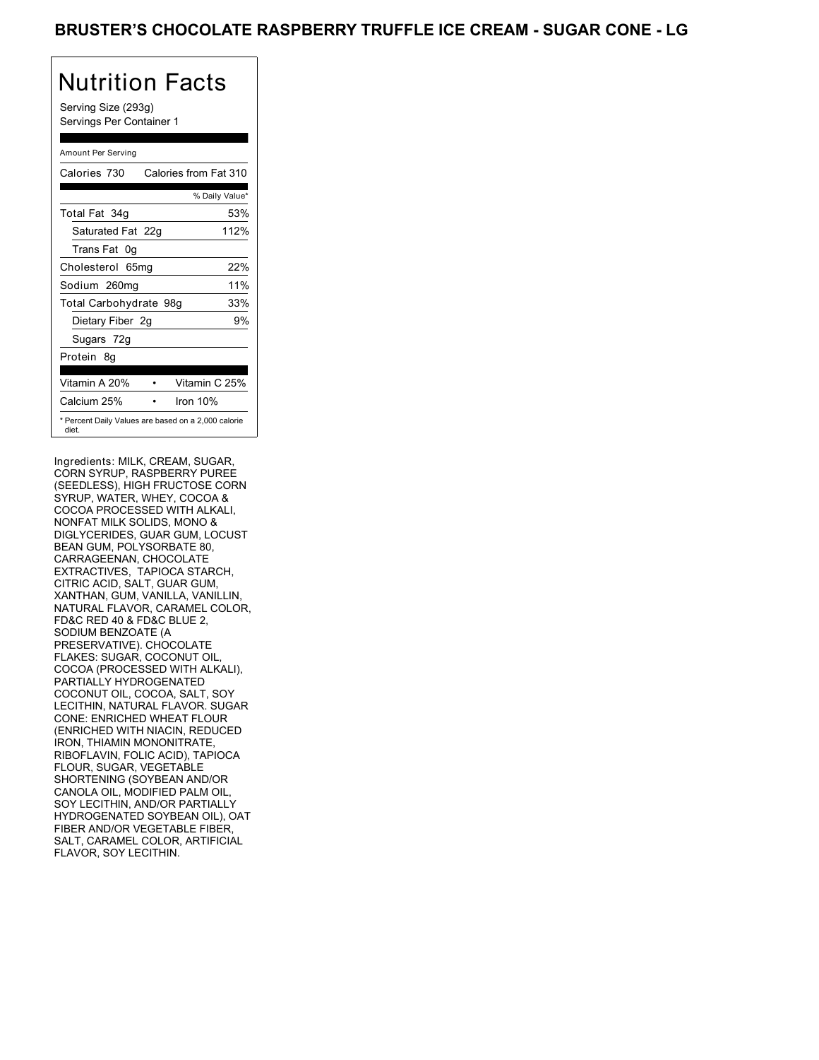# BRUSTER'S CHOCOLATE RASPBERRY TRUFFLE ICE CREAM - SUGAR CONE - LG

## Nutrition Facts

Serving Size (293g)
Servings Per Container 1

Amount Per Serving

| Calories 730 | Calories from Fat 310 |
|---|---|
| | % Daily Value* |
| Total Fat 34g | 53% |
| Saturated Fat 22g | 112% |
| Trans Fat 0g | |
| Cholesterol 65mg | 22% |
| Sodium 260mg | 11% |
| Total Carbohydrate 98g | 33% |
| Dietary Fiber 2g | 9% |
| Sugars 72g | |
| Protein 8g | |

| Vitamin A 20% | • | Vitamin C 25% |
|---|---|---|
| Calcium 25% | • | Iron 10% |

* Percent Daily Values are based on a 2,000 calorie diet.

Ingredients: MILK, CREAM, SUGAR, CORN SYRUP, RASPBERRY PUREE (SEEDLESS), HIGH FRUCTOSE CORN SYRUP, WATER, WHEY, COCOA & COCOA PROCESSED WITH ALKALI, NONFAT MILK SOLIDS, MONO & DIGLYCERIDES, GUAR GUM, LOCUST BEAN GUM, POLYSORBATE 80, CARRAGEENAN, CHOCOLATE EXTRACTIVES, TAPIOCA STARCH, CITRIC ACID, SALT, GUAR GUM, XANTHAN, GUM, VANILLA, VANILLIN, NATURAL FLAVOR, CARAMEL COLOR, FD&C RED 40 & FD&C BLUE 2, SODIUM BENZOATE (A PRESERVATIVE). CHOCOLATE FLAKES: SUGAR, COCONUT OIL, COCOA (PROCESSED WITH ALKALI), PARTIALLY HYDROGENATED COCONUT OIL, COCOA, SALT, SOY LECITHIN, NATURAL FLAVOR. SUGAR CONE: ENRICHED WHEAT FLOUR (ENRICHED WITH NIACIN, REDUCED IRON, THIAMIN MONONITRATE, RIBOFLAVIN, FOLIC ACID), TAPIOCA FLOUR, SUGAR, VEGETABLE SHORTENING (SOYBEAN AND/OR CANOLA OIL, MODIFIED PALM OIL, SOY LECITHIN, AND/OR PARTIALLY HYDROGENATED SOYBEAN OIL), OAT FIBER AND/OR VEGETABLE FIBER, SALT, CARAMEL COLOR, ARTIFICIAL FLAVOR, SOY LECITHIN.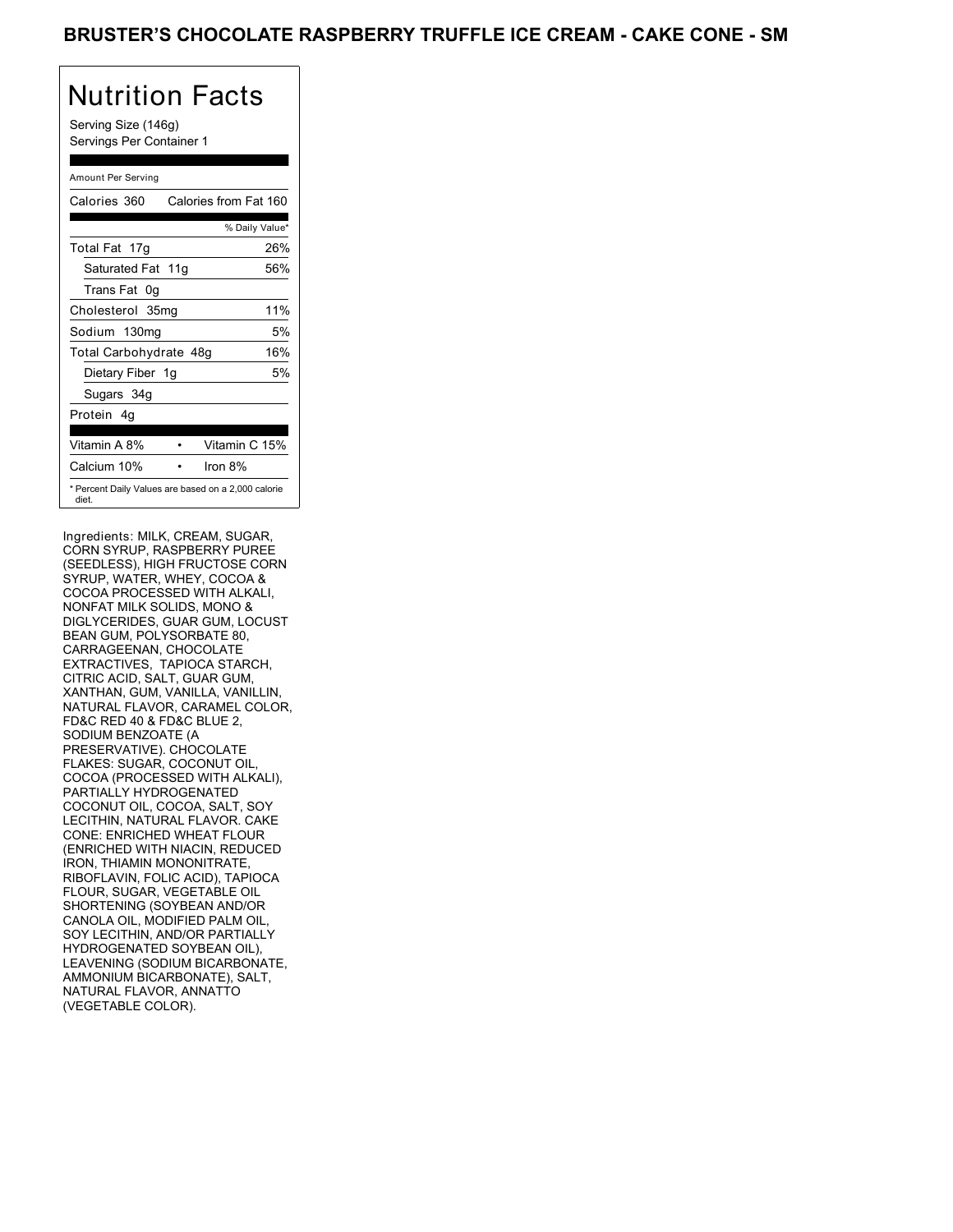# BRUSTER'S CHOCOLATE RASPBERRY TRUFFLE ICE CREAM - CAKE CONE - SM

## Nutrition Facts

Serving Size (146g)
Servings Per Container 1

| Amount Per Serving | |
|---|---|
| Calories 360 | Calories from Fat 160 |
| | % Daily Value* |
| Total Fat 17g | 26% |
| Saturated Fat 11g | 56% |
| Trans Fat 0g | |
| Cholesterol 35mg | 11% |
| Sodium 130mg | 5% |
| Total Carbohydrate 48g | 16% |
| Dietary Fiber 1g | 5% |
| Sugars 34g | |
| Protein 4g | |
| Vitamin A 8% | Vitamin C 15% |
| Calcium 10% | Iron 8% |

* Percent Daily Values are based on a 2,000 calorie diet.

Ingredients: MILK, CREAM, SUGAR, CORN SYRUP, RASPBERRY PUREE (SEEDLESS), HIGH FRUCTOSE CORN SYRUP, WATER, WHEY, COCOA & COCOA PROCESSED WITH ALKALI, NONFAT MILK SOLIDS, MONO & DIGLYCERIDES, GUAR GUM, LOCUST BEAN GUM, POLYSORBATE 80, CARRAGEENAN, CHOCOLATE EXTRACTIVES, TAPIOCA STARCH, CITRIC ACID, SALT, GUAR GUM, XANTHAN, GUM, VANILLA, VANILLIN, NATURAL FLAVOR, CARAMEL COLOR, FD&C RED 40 & FD&C BLUE 2, SODIUM BENZOATE (A PRESERVATIVE). CHOCOLATE FLAKES: SUGAR, COCONUT OIL, COCOA (PROCESSED WITH ALKALI), PARTIALLY HYDROGENATED COCONUT OIL, COCOA, SALT, SOY LECITHIN, NATURAL FLAVOR. CAKE CONE: ENRICHED WHEAT FLOUR (ENRICHED WITH NIACIN, REDUCED IRON, THIAMIN MONONITRATE, RIBOFLAVIN, FOLIC ACID), TAPIOCA FLOUR, SUGAR, VEGETABLE OIL SHORTENING (SOYBEAN AND/OR CANOLA OIL, MODIFIED PALM OIL, SOY LECITHIN, AND/OR PARTIALLY HYDROGENATED SOYBEAN OIL), LEAVENING (SODIUM BICARBONATE, AMMONIUM BICARBONATE), SALT, NATURAL FLAVOR, ANNATTO (VEGETABLE COLOR).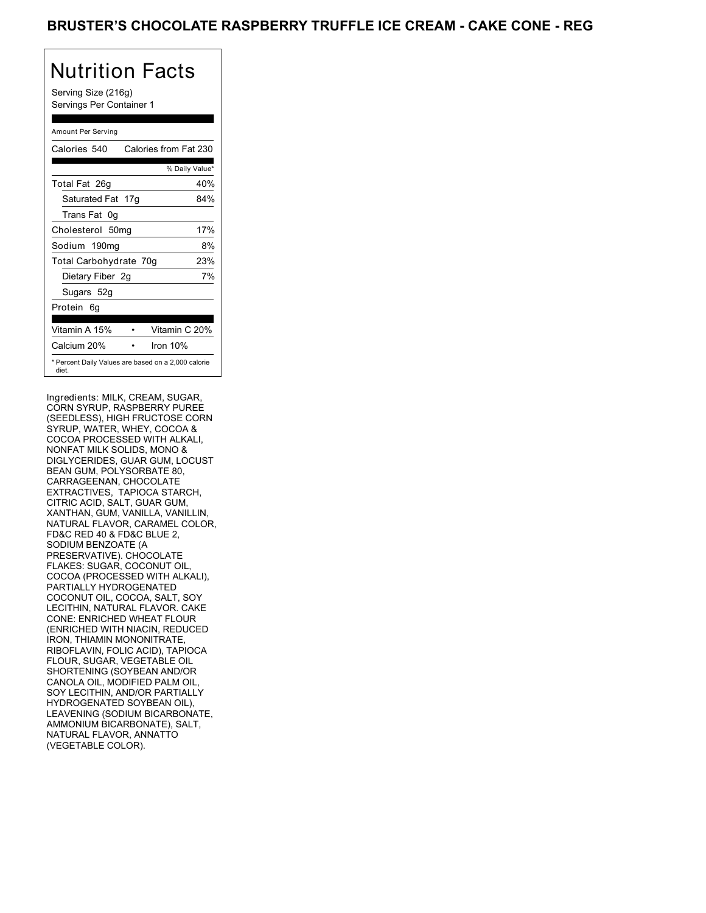# BRUSTER'S CHOCOLATE RASPBERRY TRUFFLE ICE CREAM - CAKE CONE - REG

## Nutrition Facts

Serving Size (216g)
Servings Per Container 1

Amount Per Serving

| | |
|---|---|
| Calories 540 | Calories from Fat 230 |
| | % Daily Value* |
| Total Fat 26g | 40% |
| Saturated Fat 17g | 84% |
| Trans Fat 0g | |
| Cholesterol 50mg | 17% |
| Sodium 190mg | 8% |
| Total Carbohydrate 70g | 23% |
| Dietary Fiber 2g | 7% |
| Sugars 52g | |
| Protein 6g | |
| Vitamin A 15% | Vitamin C 20% |
| Calcium 20% | Iron 10% |

* Percent Daily Values are based on a 2,000 calorie diet.

Ingredients: MILK, CREAM, SUGAR, CORN SYRUP, RASPBERRY PUREE (SEEDLESS), HIGH FRUCTOSE CORN SYRUP, WATER, WHEY, COCOA & COCOA PROCESSED WITH ALKALI, NONFAT MILK SOLIDS, MONO & DIGLYCERIDES, GUAR GUM, LOCUST BEAN GUM, POLYSORBATE 80, CARRAGEENAN, CHOCOLATE EXTRACTIVES, TAPIOCA STARCH, CITRIC ACID, SALT, GUAR GUM, XANTHAN, GUM, VANILLA, VANILLIN, NATURAL FLAVOR, CARAMEL COLOR, FD&C RED 40 & FD&C BLUE 2, SODIUM BENZOATE (A PRESERVATIVE). CHOCOLATE FLAKES: SUGAR, COCONUT OIL, COCOA (PROCESSED WITH ALKALI), PARTIALLY HYDROGENATED COCONUT OIL, COCOA, SALT, SOY LECITHIN, NATURAL FLAVOR. CAKE CONE: ENRICHED WHEAT FLOUR (ENRICHED WITH NIACIN, REDUCED IRON, THIAMIN MONONITRATE, RIBOFLAVIN, FOLIC ACID), TAPIOCA FLOUR, SUGAR, VEGETABLE OIL SHORTENING (SOYBEAN AND/OR CANOLA OIL, MODIFIED PALM OIL, SOY LECITHIN, AND/OR PARTIALLY HYDROGENATED SOYBEAN OIL), LEAVENING (SODIUM BICARBONATE, AMMONIUM BICARBONATE), SALT, NATURAL FLAVOR, ANNATTO (VEGETABLE COLOR).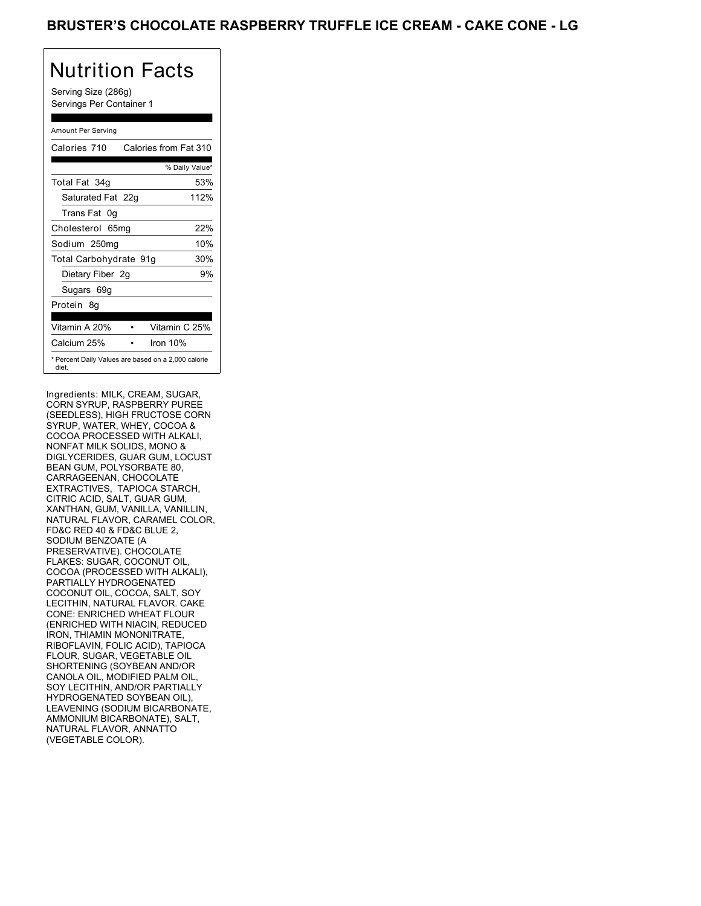# BRUSTER'S CHOCOLATE RASPBERRY TRUFFLE ICE CREAM - CAKE CONE - LG

## Nutrition Facts

Serving Size (286g)
Servings Per Container 1

Amount Per Serving

| Calories 710 | Calories from Fat 310 |
|---|---|
| | % Daily Value* |
| Total Fat 34g | 53% |
| Saturated Fat 22g | 112% |
| Trans Fat 0g | |
| Cholesterol 65mg | 22% |
| Sodium 250mg | 10% |
| Total Carbohydrate 91g | 30% |
| Dietary Fiber 2g | 9% |
| Sugars 69g | |
| Protein 8g | |

| Vitamin A 20% | • | Vitamin C 25% |
|---|---|---|
| Calcium 25% | • | Iron 10% |

* Percent Daily Values are based on a 2,000 calorie diet.

Ingredients: MILK, CREAM, SUGAR, CORN SYRUP, RASPBERRY PUREE (SEEDLESS), HIGH FRUCTOSE CORN SYRUP, WATER, WHEY, COCOA & COCOA PROCESSED WITH ALKALI, NONFAT MILK SOLIDS, MONO & DIGLYCERIDES, GUAR GUM, LOCUST BEAN GUM, POLYSORBATE 80, CARRAGEENAN, CHOCOLATE EXTRACTIVES, TAPIOCA STARCH, CITRIC ACID, SALT, GUAR GUM, XANTHAN, GUM, VANILLA, VANILLIN, NATURAL FLAVOR, CARAMEL COLOR, FD&C RED 40 & FD&C BLUE 2, SODIUM BENZOATE (A PRESERVATIVE). CHOCOLATE FLAKES: SUGAR, COCONUT OIL, COCOA (PROCESSED WITH ALKALI), PARTIALLY HYDROGENATED COCONUT OIL, COCOA, SALT, SOY LECITHIN, NATURAL FLAVOR. CAKE CONE: ENRICHED WHEAT FLOUR (ENRICHED WITH NIACIN, REDUCED IRON, THIAMIN MONONITRATE, RIBOFLAVIN, FOLIC ACID), TAPIOCA FLOUR, SUGAR, VEGETABLE OIL SHORTENING (SOYBEAN AND/OR CANOLA OIL, MODIFIED PALM OIL, SOY LECITHIN, AND/OR PARTIALLY HYDROGENATED SOYBEAN OIL), LEAVENING (SODIUM BICARBONATE, AMMONIUM BICARBONATE), SALT, NATURAL FLAVOR, ANNATTO (VEGETABLE COLOR).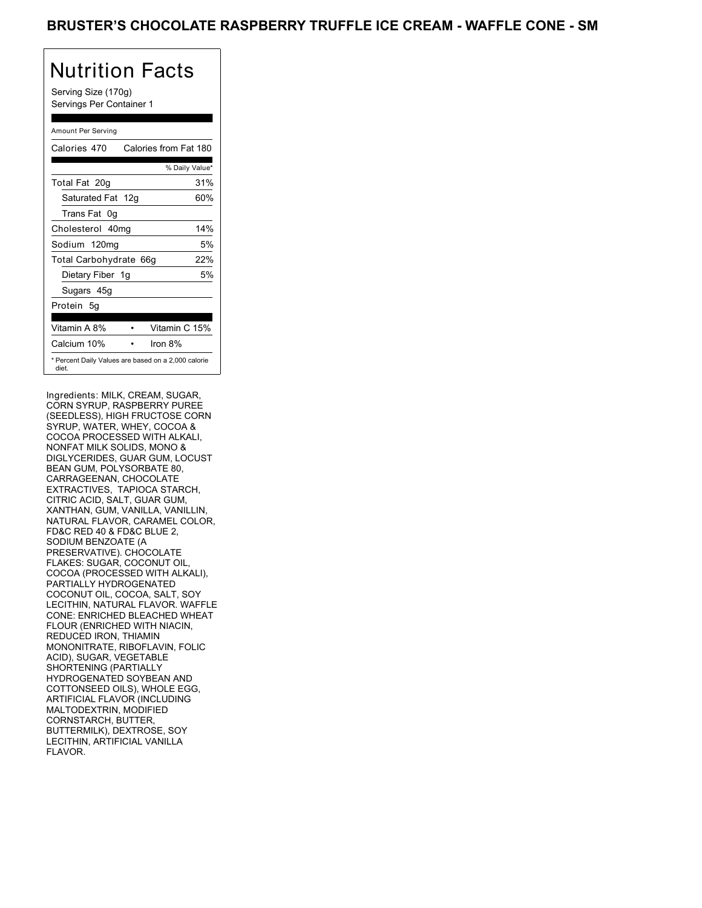# BRUSTER'S CHOCOLATE RASPBERRY TRUFFLE ICE CREAM - WAFFLE CONE - SM

## Nutrition Facts

Serving Size (170g)
Servings Per Container 1

Amount Per Serving

| Calories 470 | Calories from Fat 180 |
|---|---|
| | % Daily Value* |
| Total Fat 20g | 31% |
| Saturated Fat 12g | 60% |
| Trans Fat 0g | |
| Cholesterol 40mg | 14% |
| Sodium 120mg | 5% |
| Total Carbohydrate 66g | 22% |
| Dietary Fiber 1g | 5% |
| Sugars 45g | |
| Protein 5g | |

| Vitamin A 8% | Vitamin C 15% |
|---|---|
| Calcium 10% | Iron 8% |

\* Percent Daily Values are based on a 2,000 calorie diet.

Ingredients: MILK, CREAM, SUGAR, CORN SYRUP, RASPBERRY PUREE (SEEDLESS), HIGH FRUCTOSE CORN SYRUP, WATER, WHEY, COCOA & COCOA PROCESSED WITH ALKALI, NONFAT MILK SOLIDS, MONO & DIGLYCERIDES, GUAR GUM, LOCUST BEAN GUM, POLYSORBATE 80, CARRAGEENAN, CHOCOLATE EXTRACTIVES, TAPIOCA STARCH, CITRIC ACID, SALT, GUAR GUM, XANTHAN, GUM, VANILLA, VANILLIN, NATURAL FLAVOR, CARAMEL COLOR, FD&C RED 40 & FD&C BLUE 2, SODIUM BENZOATE (A PRESERVATIVE). CHOCOLATE FLAKES: SUGAR, COCONUT OIL, COCOA (PROCESSED WITH ALKALI), PARTIALLY HYDROGENATED COCONUT OIL, COCOA, SALT, SOY LECITHIN, NATURAL FLAVOR. WAFFLE CONE: ENRICHED BLEACHED WHEAT FLOUR (ENRICHED WITH NIACIN, REDUCED IRON, THIAMIN MONONITRATE, RIBOFLAVIN, FOLIC ACID), SUGAR, VEGETABLE SHORTENING (PARTIALLY HYDROGENATED SOYBEAN AND COTTONSEED OILS), WHOLE EGG, ARTIFICIAL FLAVOR (INCLUDING MALTODEXTRIN, MODIFIED CORNSTARCH, BUTTER, BUTTERMILK), DEXTROSE, SOY LECITHIN, ARTIFICIAL VANILLA FLAVOR.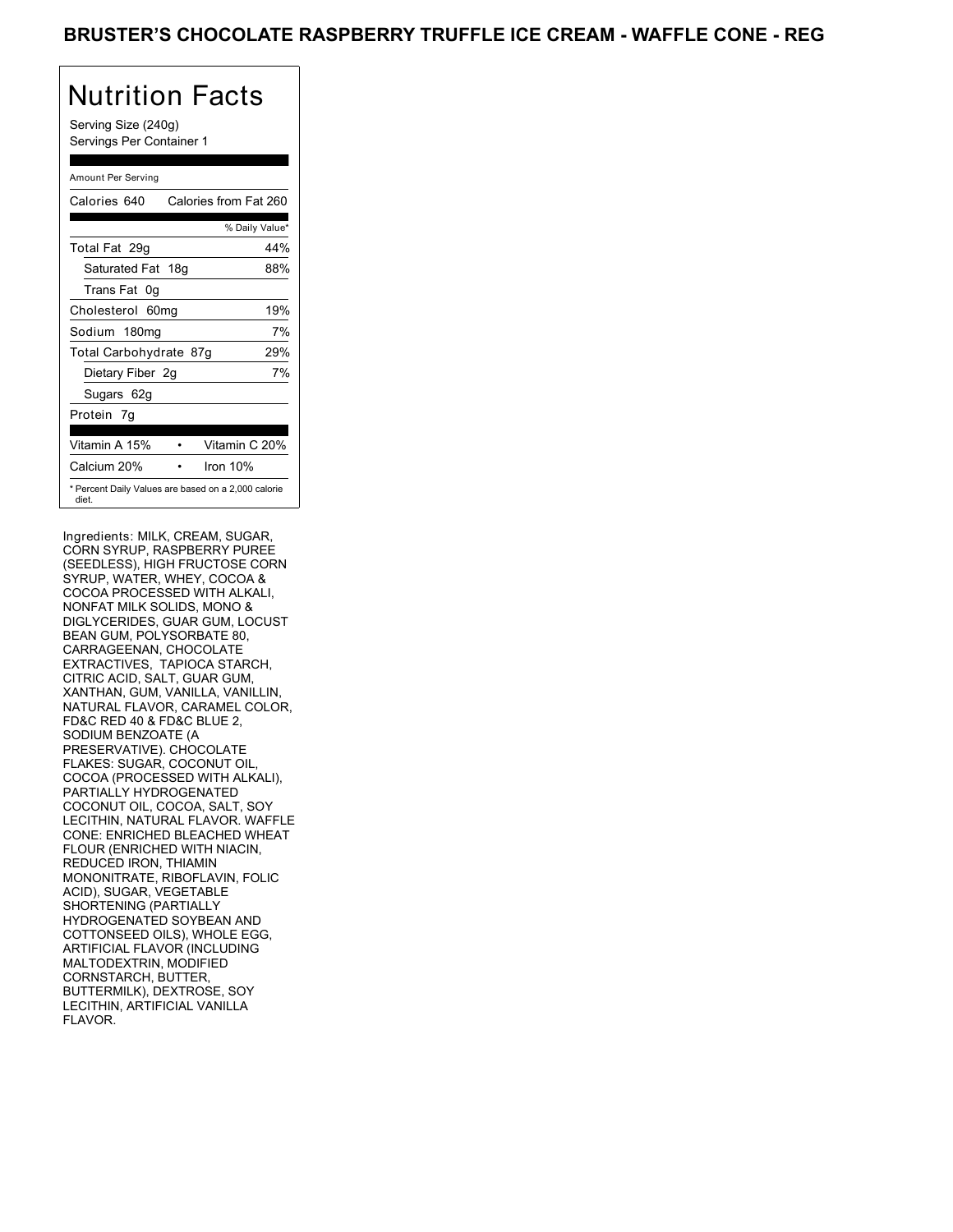# BRUSTER'S CHOCOLATE RASPBERRY TRUFFLE ICE CREAM - WAFFLE CONE - REG

## Nutrition Facts

Serving Size (240g)
Servings Per Container 1

Amount Per Serving

| Calories 640 | Calories from Fat 260 |
|---|---|
| | % Daily Value* |
| Total Fat 29g | 44% |
| Saturated Fat 18g | 88% |
| Trans Fat 0g | |
| Cholesterol 60mg | 19% |
| Sodium 180mg | 7% |
| Total Carbohydrate 87g | 29% |
| Dietary Fiber 2g | 7% |
| Sugars 62g | |
| Protein 7g | |

| Vitamin A 15% | • | Vitamin C 20% |
|---|---|---|
| Calcium 20% | • | Iron 10% |

* Percent Daily Values are based on a 2,000 calorie diet.

Ingredients: MILK, CREAM, SUGAR, CORN SYRUP, RASPBERRY PUREE (SEEDLESS), HIGH FRUCTOSE CORN SYRUP, WATER, WHEY, COCOA & COCOA PROCESSED WITH ALKALI, NONFAT MILK SOLIDS, MONO & DIGLYCERIDES, GUAR GUM, LOCUST BEAN GUM, POLYSORBATE 80, CARRAGEENAN, CHOCOLATE EXTRACTIVES, TAPIOCA STARCH, CITRIC ACID, SALT, GUAR GUM, XANTHAN, GUM, VANILLA, VANILLIN, NATURAL FLAVOR, CARAMEL COLOR, FD&C RED 40 & FD&C BLUE 2, SODIUM BENZOATE (A PRESERVATIVE). CHOCOLATE FLAKES: SUGAR, COCONUT OIL, COCOA (PROCESSED WITH ALKALI), PARTIALLY HYDROGENATED COCONUT OIL, COCOA, SALT, SOY LECITHIN, NATURAL FLAVOR. WAFFLE CONE: ENRICHED BLEACHED WHEAT FLOUR (ENRICHED WITH NIACIN, REDUCED IRON, THIAMIN MONONITRATE, RIBOFLAVIN, FOLIC ACID), SUGAR, VEGETABLE SHORTENING (PARTIALLY HYDROGENATED SOYBEAN AND COTTONSEED OILS), WHOLE EGG, ARTIFICIAL FLAVOR (INCLUDING MALTODEXTRIN, MODIFIED CORNSTARCH, BUTTER, BUTTERMILK), DEXTROSE, SOY LECITHIN, ARTIFICIAL VANILLA FLAVOR.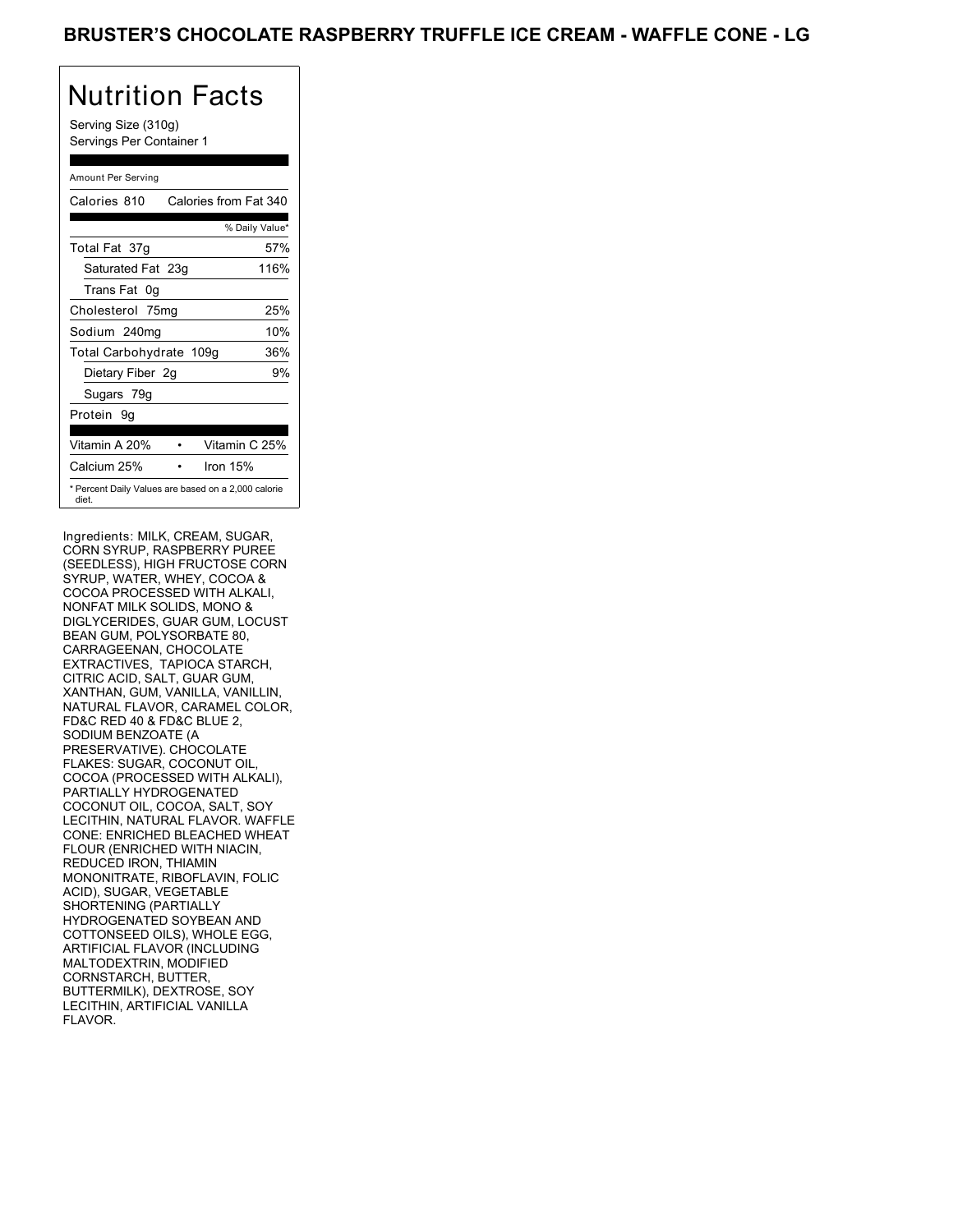# BRUSTER'S CHOCOLATE RASPBERRY TRUFFLE ICE CREAM - WAFFLE CONE - LG

## Nutrition Facts

Serving Size (310g)
Servings Per Container 1

| | |
|---|---|
| Amount Per Serving | |
| Calories 810 | Calories from Fat 340 |
| | % Daily Value* |
| Total Fat 37g | 57% |
| Saturated Fat 23g | 116% |
| Trans Fat 0g | |
| Cholesterol 75mg | 25% |
| Sodium 240mg | 10% |
| Total Carbohydrate 109g | 36% |
| Dietary Fiber 2g | 9% |
| Sugars 79g | |
| Protein 9g | |
| Vitamin A 20% | Vitamin C 25% |
| Calcium 25% | Iron 15% |

* Percent Daily Values are based on a 2,000 calorie diet.

Ingredients: MILK, CREAM, SUGAR, CORN SYRUP, RASPBERRY PUREE (SEEDLESS), HIGH FRUCTOSE CORN SYRUP, WATER, WHEY, COCOA & COCOA PROCESSED WITH ALKALI, NONFAT MILK SOLIDS, MONO & DIGLYCERIDES, GUAR GUM, LOCUST BEAN GUM, POLYSORBATE 80, CARRAGEENAN, CHOCOLATE EXTRACTIVES, TAPIOCA STARCH, CITRIC ACID, SALT, GUAR GUM, XANTHAN, GUM, VANILLA, VANILLIN, NATURAL FLAVOR, CARAMEL COLOR, FD&C RED 40 & FD&C BLUE 2, SODIUM BENZOATE (A PRESERVATIVE). CHOCOLATE FLAKES: SUGAR, COCONUT OIL, COCOA (PROCESSED WITH ALKALI), PARTIALLY HYDROGENATED COCONUT OIL, COCOA, SALT, SOY LECITHIN, NATURAL FLAVOR. WAFFLE CONE: ENRICHED BLEACHED WHEAT FLOUR (ENRICHED WITH NIACIN, REDUCED IRON, THIAMIN MONONITRATE, RIBOFLAVIN, FOLIC ACID), SUGAR, VEGETABLE SHORTENING (PARTIALLY HYDROGENATED SOYBEAN AND COTTONSEED OILS), WHOLE EGG, ARTIFICIAL FLAVOR (INCLUDING MALTODEXTRIN, MODIFIED CORNSTARCH, BUTTER, BUTTERMILK), DEXTROSE, SOY LECITHIN, ARTIFICIAL VANILLA FLAVOR.